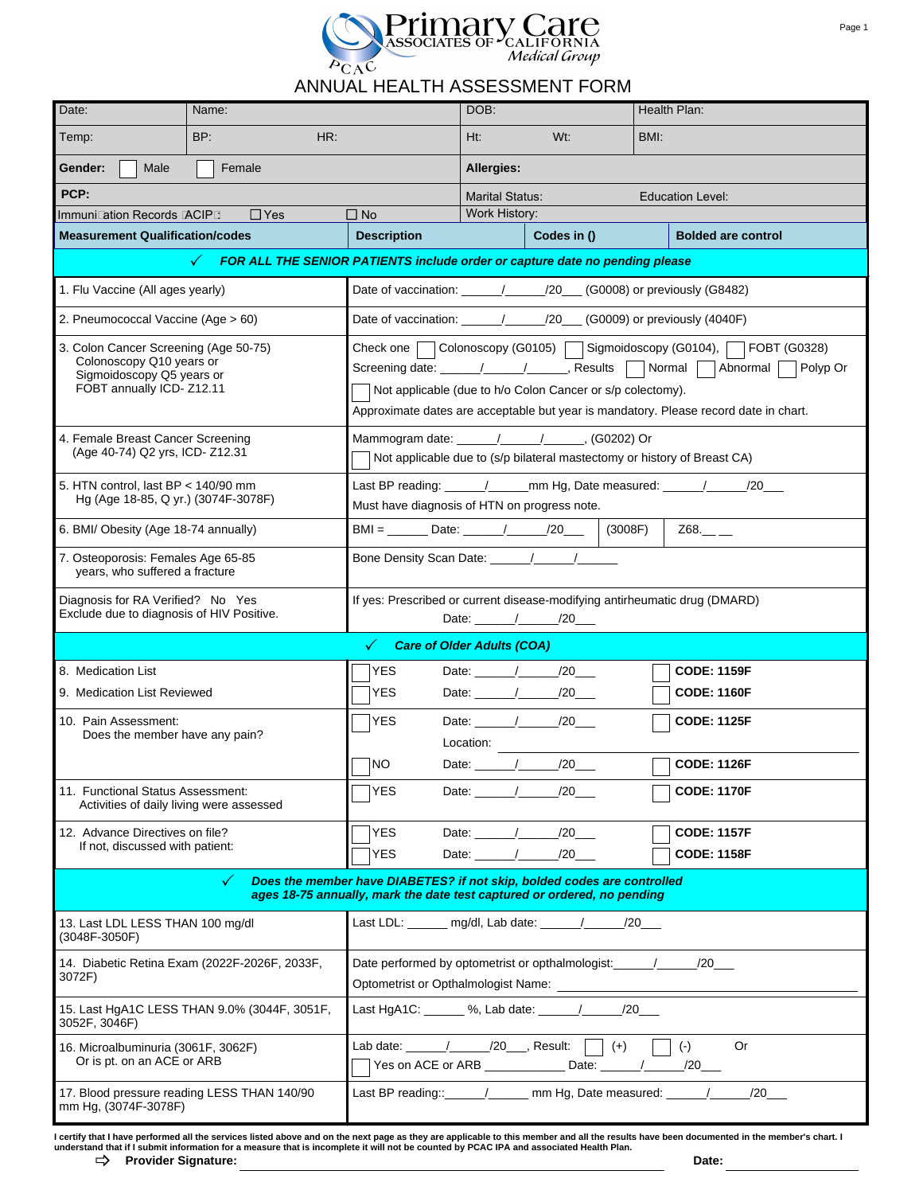# Primary Care Associates of California Medical Group

PCAC

## ANNUAL HEALTH ASSESSMENT FORM

| Date: | Name: | DOB: | Health Plan: |
|---|---|---|---|
| Temp: | BP: HR: | Ht: Wt: | BMI: |
| **Gender:** ☐ Male ☐ Female | | **Allergies:** | |
| **PCP:** | | Marital Status: | Education Level: |
| Immunization Records (ACIP): ☐ Yes ☐ No | | Work History: | |

| **Measurement Qualification/codes** | **Description** | **Codes in ()** | **Bolded are control** |
|---|---|---|---|
| ✓ ***FOR ALL THE SENIOR PATIENTS include order or capture date no pending please*** | | | |
| 1. Flu Vaccine (All ages yearly) | Date of vaccination: ______/______/20___ (G0008) or previously (G8482) | | |
| 2. Pneumococcal Vaccine (Age > 60) | Date of vaccination: ______/______/20___ (G0009) or previously (4040F) | | |
| 3. Colon Cancer Screening (Age 50-75) Colonoscopy Q10 years or Sigmoidoscopy Q5 years or FOBT annually ICD- Z12.11 | Check one ☐ Colonoscopy (G0105) ☐ Sigmoidoscopy (G0104), ☐ FOBT (G0328) Screening date: ______/______/______, Results ☐ Normal ☐ Abnormal ☐ Polyp Or ☐ Not applicable (due to h/o Colon Cancer or s/p colectomy). Approximate dates are acceptable but year is mandatory. Please record date in chart. | | |
| 4. Female Breast Cancer Screening (Age 40-74) Q2 yrs, ICD- Z12.31 | Mammogram date: ______/______/______, (G0202) Or ☐ Not applicable due to (s/p bilateral mastectomy or history of Breast CA) | | |
| 5. HTN control, last BP < 140/90 mm Hg (Age 18-85, Q yr.) (3074F-3078F) | Last BP reading: ______/______mm Hg, Date measured: ______/______/20___ Must have diagnosis of HTN on progress note. | | |
| 6. BMI/ Obesity (Age 18-74 annually) | BMI = ______ Date: ______/______/20___ | (3008F) | Z68.__ __ |
| 7. Osteoporosis: Females Age 65-85 years, who suffered a fracture | Bone Density Scan Date: ______/______/______ | | |
| Diagnosis for RA Verified? No Yes Exclude due to diagnosis of HIV Positive. | If yes: Prescribed or current disease-modifying antirheumatic drug (DMARD) Date: ______/______/20___ | | |
| ✓ ***Care of Older Adults (COA)*** | | | |
| 8. Medication List | ☐ YES | Date: ______/______/20___ | ☐ **CODE: 1159F** |
| 9. Medication List Reviewed | ☐ YES | Date: ______/______/20___ | ☐ **CODE: 1160F** |
| 10. Pain Assessment: Does the member have any pain? | ☐ YES | Date: ______/______/20___ Location: ______ | ☐ **CODE: 1125F** |
| | ☐ NO | Date: ______/______/20___ | ☐ **CODE: 1126F** |
| 11. Functional Status Assessment: Activities of daily living were assessed | ☐ YES | Date: ______/______/20___ | ☐ **CODE: 1170F** |
| 12. Advance Directives on file? | ☐ YES | Date: ______/______/20___ | ☐ **CODE: 1157F** |
| If not, discussed with patient: | ☐ YES | Date: ______/______/20___ | ☐ **CODE: 1158F** |
| ✓ ***Does the member have DIABETES? if not skip, bolded codes are controlled ages 18-75 annually, mark the date test captured or ordered, no pending*** | | | |
| 13. Last LDL LESS THAN 100 mg/dl (3048F-3050F) | Last LDL: ______ mg/dl, Lab date: ______/______/20___ | | |
| 14. Diabetic Retina Exam (2022F-2026F, 2033F, 3072F) | Date performed by optometrist or opthalmologist:______/______/20___ Optometrist or Opthalmologist Name: ______ | | |
| 15. Last HgA1C LESS THAN 9.0% (3044F, 3051F, 3052F, 3046F) | Last HgA1C: ______ %, Lab date: ______/______/20___ | | |
| 16. Microalbuminuria (3061F, 3062F) Or is pt. on an ACE or ARB | Lab date: ______/______/20___, Result: ☐ (+) ☐ (-) Or ☐ Yes on ACE or ARB ____________ Date: ______/______/20___ | | |
| 17. Blood pressure reading LESS THAN 140/90 mm Hg, (3074F-3078F) | Last BP reading::______/______ mm Hg, Date measured: ______/______/20___ | | |

**I certify that I have performed all the services listed above and on the next page as they are applicable to this member and all the results have been documented in the member's chart. I understand that if I submit information for a measure that is incomplete it will not be counted by PCAC IPA and associated Health Plan.**

⇨ **Provider Signature:** ______________________ **Date:** ______________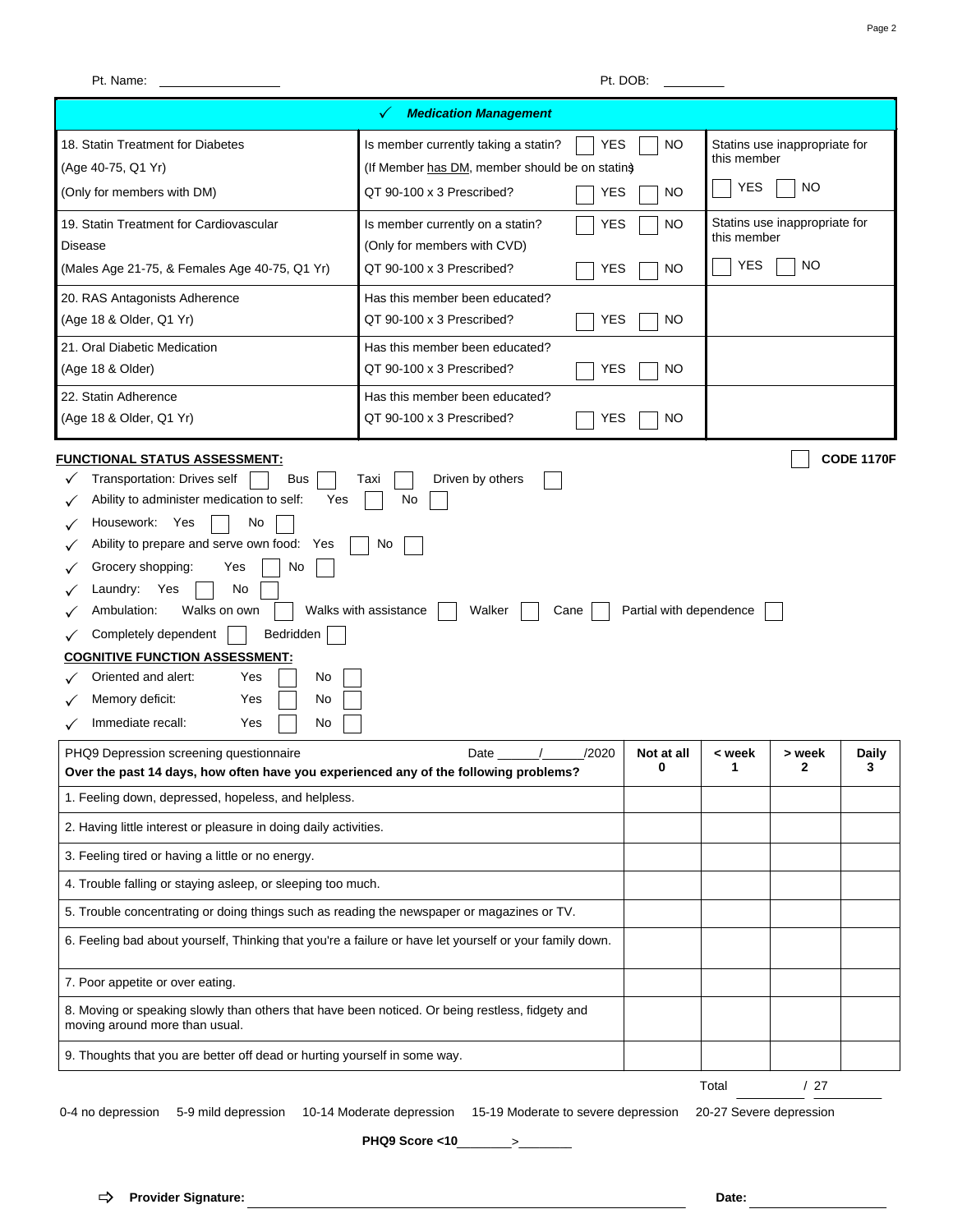Pt. Name: ________________ Pt. DOB: ________

| ✓ ***Medication Management*** | | |
|---|---|---|
| 18. Statin Treatment for Diabetes<br>(Age 40-75, Q1 Yr)<br>(Only for members with DM) | Is member currently taking a statin? ☐ YES ☐ NO<br>(If Member has DM, member should be on statins)<br>QT 90-100 x 3 Prescribed? ☐ YES ☐ NO | Statins use inappropriate for this member<br>☐ YES ☐ NO |
| 19. Statin Treatment for Cardiovascular Disease<br>(Males Age 21-75, & Females Age 40-75, Q1 Yr) | Is member currently on a statin? ☐ YES ☐ NO<br>(Only for members with CVD)<br>QT 90-100 x 3 Prescribed? ☐ YES ☐ NO | Statins use inappropriate for this member<br>☐ YES ☐ NO |
| 20. RAS Antagonists Adherence<br>(Age 18 & Older, Q1 Yr) | Has this member been educated?<br>QT 90-100 x 3 Prescribed? ☐ YES ☐ NO | |
| 21. Oral Diabetic Medication<br>(Age 18 & Older) | Has this member been educated?<br>QT 90-100 x 3 Prescribed? ☐ YES ☐ NO | |
| 22. Statin Adherence<br>(Age 18 & Older, Q1 Yr) | Has this member been educated?<br>QT 90-100 x 3 Prescribed? ☐ YES ☐ NO | |

**FUNCTIONAL STATUS ASSESSMENT:** ☐ **CODE 1170F**

- ✓ Transportation: Drives self ☐ Bus ☐ Taxi ☐ Driven by others ☐
- ✓ Ability to administer medication to self: Yes ☐ No ☐
- ✓ Housework: Yes ☐ No ☐
- ✓ Ability to prepare and serve own food: Yes ☐ No ☐
- ✓ Grocery shopping: Yes ☐ No ☐
- ✓ Laundry: Yes ☐ No ☐
- ✓ Ambulation: Walks on own ☐ Walks with assistance ☐ Walker ☐ Cane ☐ Partial with dependence ☐
- ✓ Completely dependent ☐ Bedridden ☐

**COGNITIVE FUNCTION ASSESSMENT:**

- ✓ Oriented and alert: Yes ☐ No ☐
- ✓ Memory deficit: Yes ☐ No ☐
- ✓ Immediate recall: Yes ☐ No ☐

| PHQ9 Depression screening questionnaire Date ______/______/2020<br>**Over the past 14 days, how often have you experienced any of the following problems?** | **Not at all 0** | **< week 1** | **> week 2** | **Daily 3** |
|---|---|---|---|---|
| 1. Feeling down, depressed, hopeless, and helpless. | | | | |
| 2. Having little interest or pleasure in doing daily activities. | | | | |
| 3. Feeling tired or having a little or no energy. | | | | |
| 4. Trouble falling or staying asleep, or sleeping too much. | | | | |
| 5. Trouble concentrating or doing things such as reading the newspaper or magazines or TV. | | | | |
| 6. Feeling bad about yourself, Thinking that you're a failure or have let yourself or your family down. | | | | |
| 7. Poor appetite or over eating. | | | | |
| 8. Moving or speaking slowly than others that have been noticed. Or being restless, fidgety and moving around more than usual. | | | | |
| 9. Thoughts that you are better off dead or hurting yourself in some way. | | | | |

Total ________ / 27 ________

0-4 no depression 5-9 mild depression 10-14 Moderate depression 15-19 Moderate to severe depression 20-27 Severe depression

**PHQ9 Score <10**________>________

⇨ **Provider Signature:** ______________________________ **Date:** ____________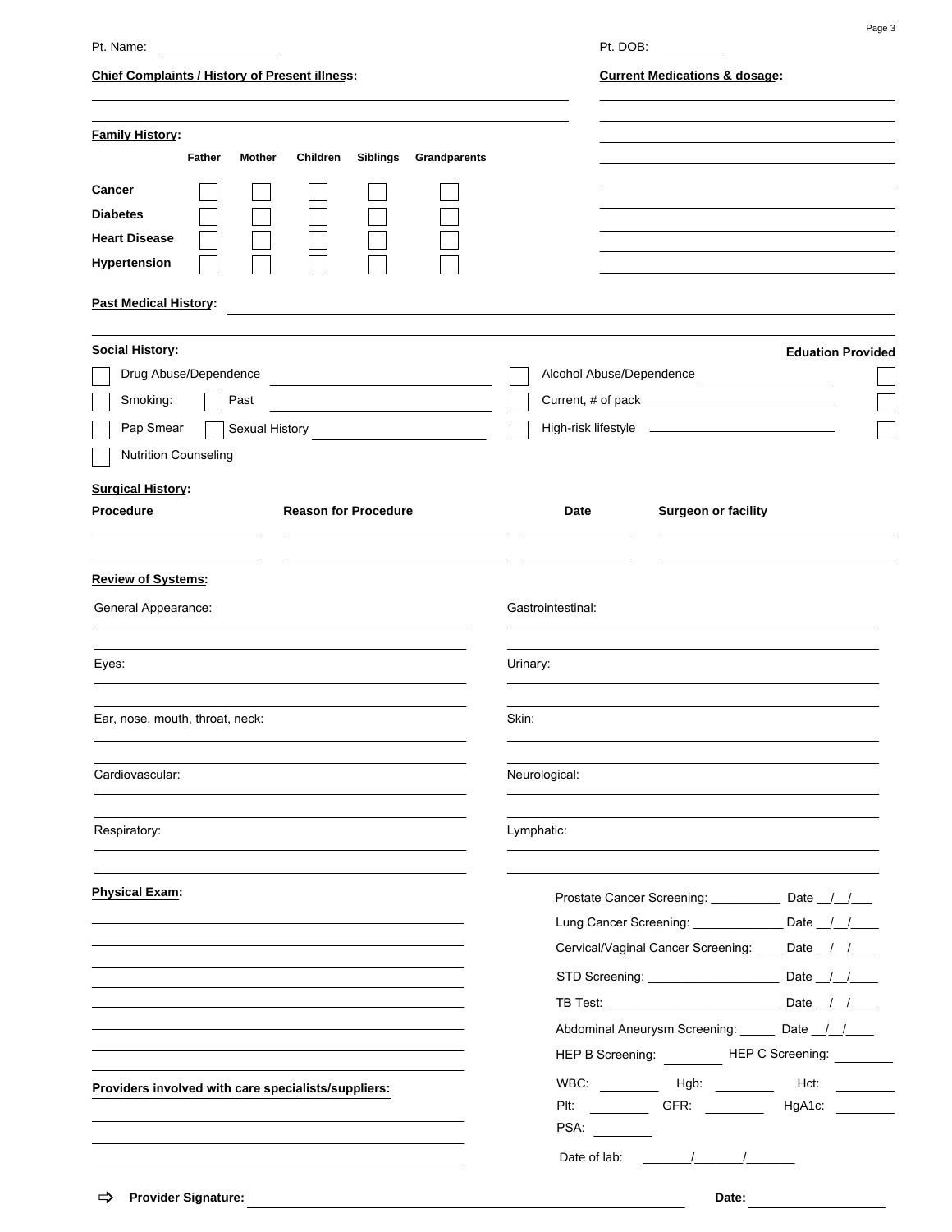Pt. Name: ________________ Pt. DOB: ________

**Chief Complaints / History of Present illness:**

______________________________________________

______________________________________________

**Current Medications & dosage:**

______________________________________________

______________________________________________

______________________________________________

______________________________________________

______________________________________________

______________________________________________

______________________________________________

______________________________________________

**Family History:**

| | Father | Mother | Children | Siblings | Grandparents |
|---|---|---|---|---|---|
| **Cancer** | ☐ | ☐ | ☐ | ☐ | ☐ |
| **Diabetes** | ☐ | ☐ | ☐ | ☐ | ☐ |
| **Heart Disease** | ☐ | ☐ | ☐ | ☐ | ☐ |
| **Hypertension** | ☐ | ☐ | ☐ | ☐ | ☐ |

**Past Medical History:** ______________________________________________

______________________________________________

**Social History:** **Eduation Provided**

☐ Drug Abuse/Dependence ____________________ ☐ Alcohol Abuse/Dependence ____________________ ☐

☐ Smoking: ☐ Past ____________________ ☐ Current, # of pack ____________________ ☐

☐ Pap Smear ☐ Sexual History ____________________ ☐ High-risk lifestyle ____________________ ☐

☐ Nutrition Counseling

**Surgical History:**

| Procedure | Reason for Procedure | Date | Surgeon or facility |
|---|---|---|---|
| | | | |
| | | | |

**Review of Systems:**

General Appearance: ______________________________________________

Eyes: ______________________________________________

Ear, nose, mouth, throat, neck: ______________________________________________

Cardiovascular: ______________________________________________

Respiratory: ______________________________________________

Gastrointestinal: ______________________________________________

Urinary: ______________________________________________

Skin: ______________________________________________

Neurological: ______________________________________________

Lymphatic: ______________________________________________

**Physical Exam:**

______________________________________________

______________________________________________

______________________________________________

______________________________________________

______________________________________________

______________________________________________

______________________________________________

______________________________________________

Prostate Cancer Screening: __________ Date __/__/___

Lung Cancer Screening: _____________ Date __/__/____

Cervical/Vaginal Cancer Screening: ____ Date __/__/____

STD Screening: ___________________ Date __/__/____

TB Test: ________________________ Date __/__/____

Abdominal Aneurysm Screening: _____ Date __/__/____

HEP B Screening: ________ HEP C Screening: ________

WBC: ________ Hgb: ________ Hct: ________

Plt: ________ GFR: ________ HgA1c: ________

PSA: ________

Date of lab: _______/_______/_______

**Providers involved with care specialists/suppliers:**

______________________________________________

______________________________________________

______________________________________________

⇨ **Provider Signature:** ______________________________________________ **Date:** ____________________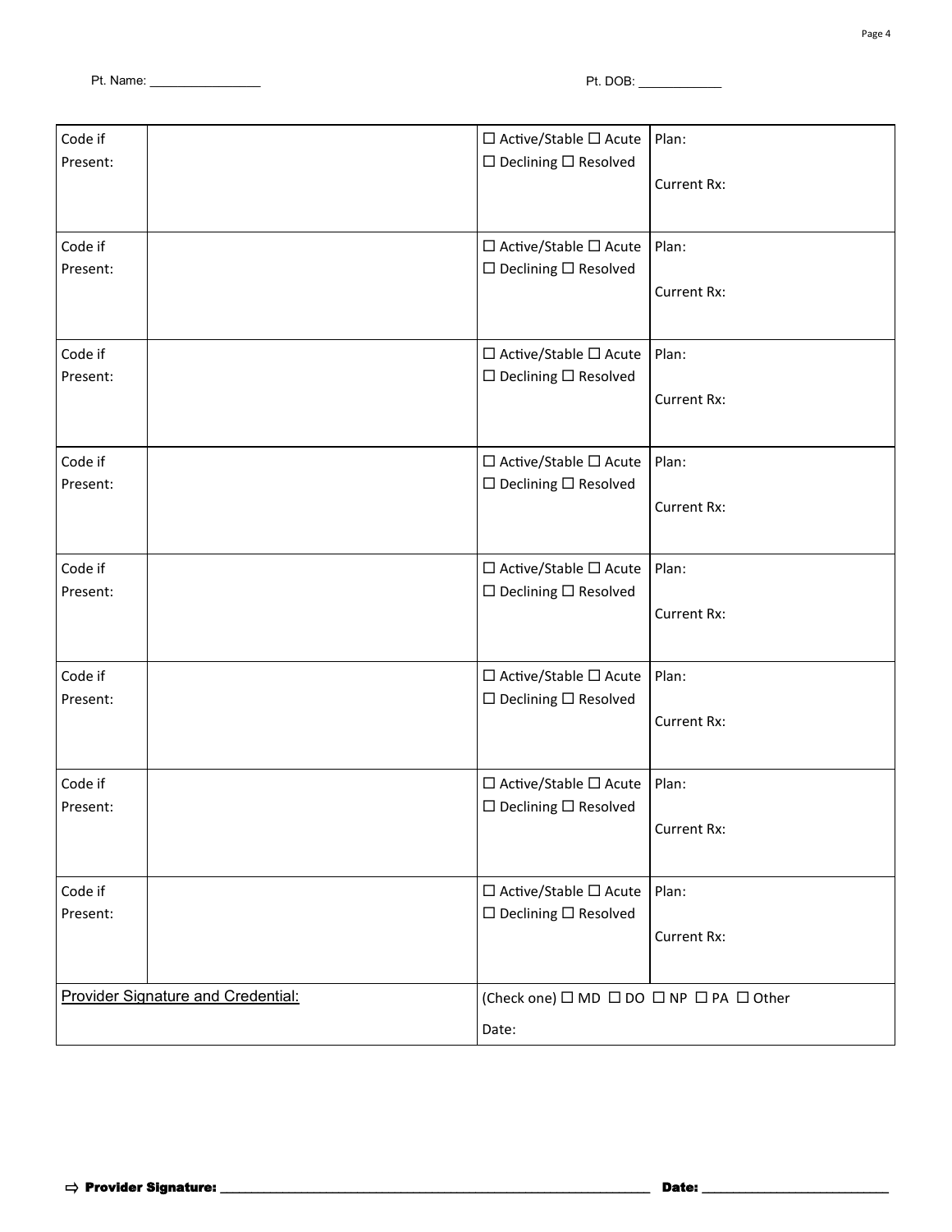Pt. Name: ________________ Pt. DOB: ____________

| | | | |
|---|---|---|---|
| Code if Present: | | ☐ Active/Stable ☐ Acute ☐ Declining ☐ Resolved | Plan: Current Rx: |
| Code if Present: | | ☐ Active/Stable ☐ Acute ☐ Declining ☐ Resolved | Plan: Current Rx: |
| Code if Present: | | ☐ Active/Stable ☐ Acute ☐ Declining ☐ Resolved | Plan: Current Rx: |
| Code if Present: | | ☐ Active/Stable ☐ Acute ☐ Declining ☐ Resolved | Plan: Current Rx: |
| Code if Present: | | ☐ Active/Stable ☐ Acute ☐ Declining ☐ Resolved | Plan: Current Rx: |
| Code if Present: | | ☐ Active/Stable ☐ Acute ☐ Declining ☐ Resolved | Plan: Current Rx: |
| Code if Present: | | ☐ Active/Stable ☐ Acute ☐ Declining ☐ Resolved | Plan: Current Rx: |
| Code if Present: | | ☐ Active/Stable ☐ Acute ☐ Declining ☐ Resolved | Plan: Current Rx: |
| Provider Signature and Credential: | | (Check one) ☐ MD ☐ DO ☐ NP ☐ PA ☐ Other Date: | |

⇨ **Provider Signature:** ____________________________________________ **Date:** ____________________